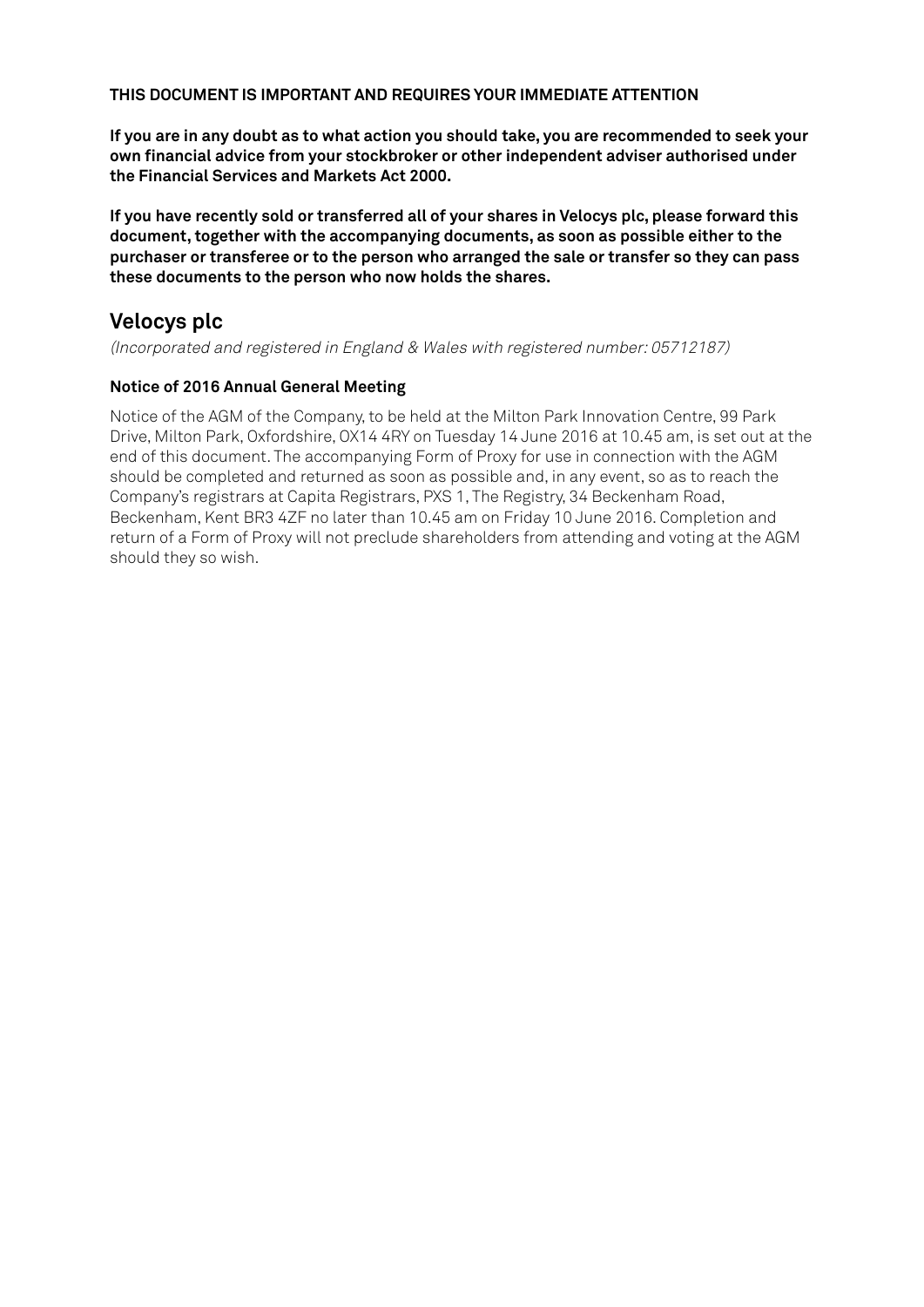**THIS DOCUMENT IS IMPORTANT AND REQUIRES YOUR IMMEDIATE ATTENTION**

**If you are in any doubt as to what action you should take, you are recommended to seek your own financial advice from your stockbroker or other independent adviser authorised under the Financial Services and Markets Act 2000.**

**If you have recently sold or transferred all of your shares in Velocys plc, please forward this document, together with the accompanying documents, as soon as possible either to the purchaser or transferee or to the person who arranged the sale or transfer so they can pass these documents to the person who now holds the shares.**

# Velocys plc

*(Incorporated and registered in England & Wales with registered number: 05712187)*

### Notice of 2016 Annual General Meeting

Notice of the AGM of the Company, to be held at the Milton Park Innovation Centre, 99 Park Drive, Milton Park, Oxfordshire, OX14 4RY on Tuesday 14 June 2016 at 10.45 am, is set out at the end of this document. The accompanying Form of Proxy for use in connection with the AGM should be completed and returned as soon as possible and, in any event, so as to reach the Company's registrars at Capita Registrars, PXS 1, The Registry, 34 Beckenham Road, Beckenham, Kent BR3 4ZF no later than 10.45 am on Friday 10 June 2016. Completion and return of a Form of Proxy will not preclude shareholders from attending and voting at the AGM should they so wish.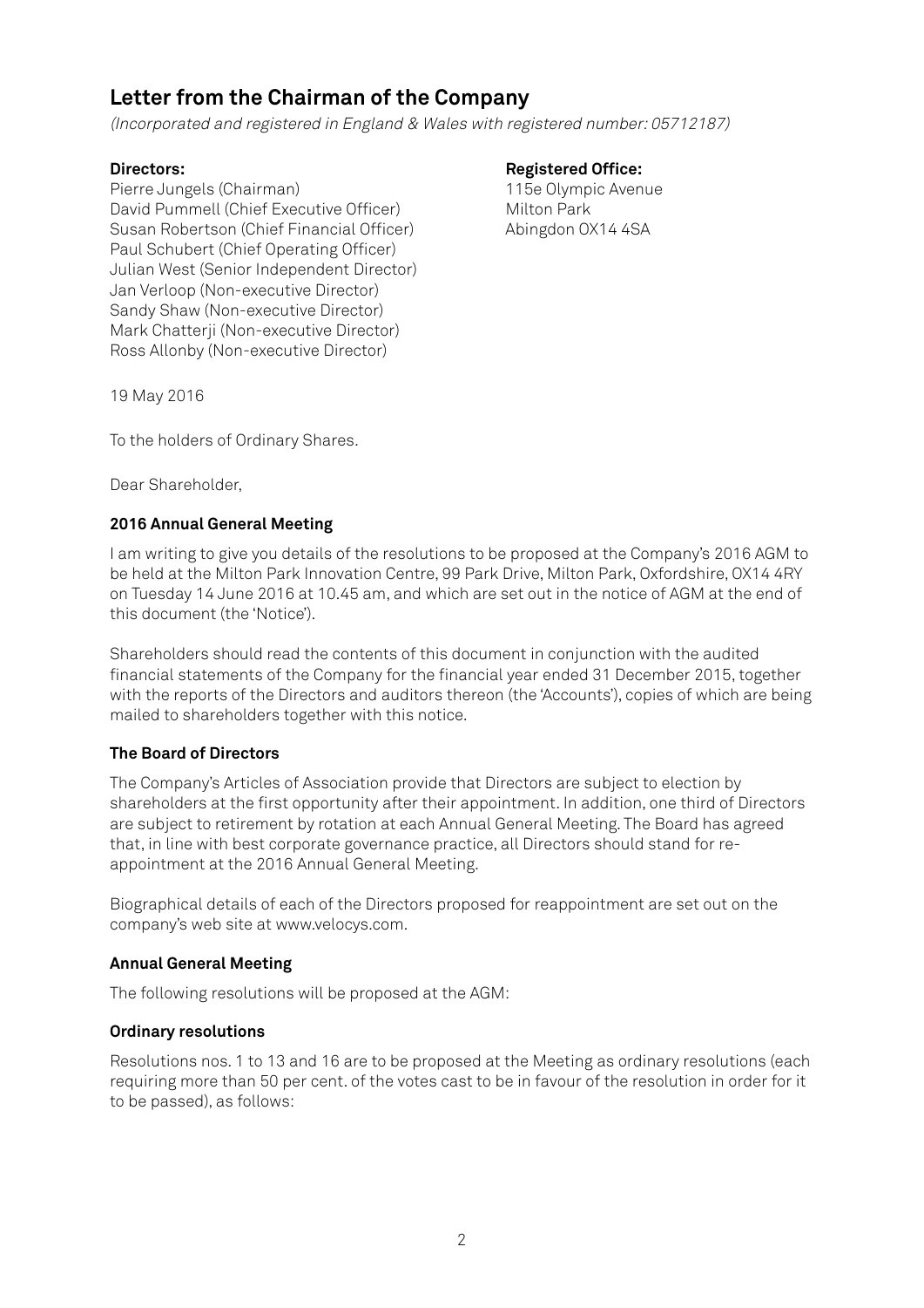# Letter from the Chairman of the Company

*(Incorporated and registered in England & Wales with registered number: 05712187)*

**Directors:**
Pierre Jungels (Chairman)
David Pummell (Chief Executive Officer)
Susan Robertson (Chief Financial Officer)
Paul Schubert (Chief Operating Officer)
Julian West (Senior Independent Director)
Jan Verloop (Non-executive Director)
Sandy Shaw (Non-executive Director)
Mark Chatterji (Non-executive Director)
Ross Allonby (Non-executive Director)

**Registered Office:**
115e Olympic Avenue
Milton Park
Abingdon OX14 4SA

19 May 2016

To the holders of Ordinary Shares.

Dear Shareholder,

### 2016 Annual General Meeting

I am writing to give you details of the resolutions to be proposed at the Company's 2016 AGM to be held at the Milton Park Innovation Centre, 99 Park Drive, Milton Park, Oxfordshire, OX14 4RY on Tuesday 14 June 2016 at 10.45 am, and which are set out in the notice of AGM at the end of this document (the 'Notice').

Shareholders should read the contents of this document in conjunction with the audited financial statements of the Company for the financial year ended 31 December 2015, together with the reports of the Directors and auditors thereon (the 'Accounts'), copies of which are being mailed to shareholders together with this notice.

### The Board of Directors

The Company's Articles of Association provide that Directors are subject to election by shareholders at the first opportunity after their appointment. In addition, one third of Directors are subject to retirement by rotation at each Annual General Meeting. The Board has agreed that, in line with best corporate governance practice, all Directors should stand for re-appointment at the 2016 Annual General Meeting.

Biographical details of each of the Directors proposed for reappointment are set out on the company's web site at www.velocys.com.

### Annual General Meeting

The following resolutions will be proposed at the AGM:

### Ordinary resolutions

Resolutions nos. 1 to 13 and 16 are to be proposed at the Meeting as ordinary resolutions (each requiring more than 50 per cent. of the votes cast to be in favour of the resolution in order for it to be passed), as follows: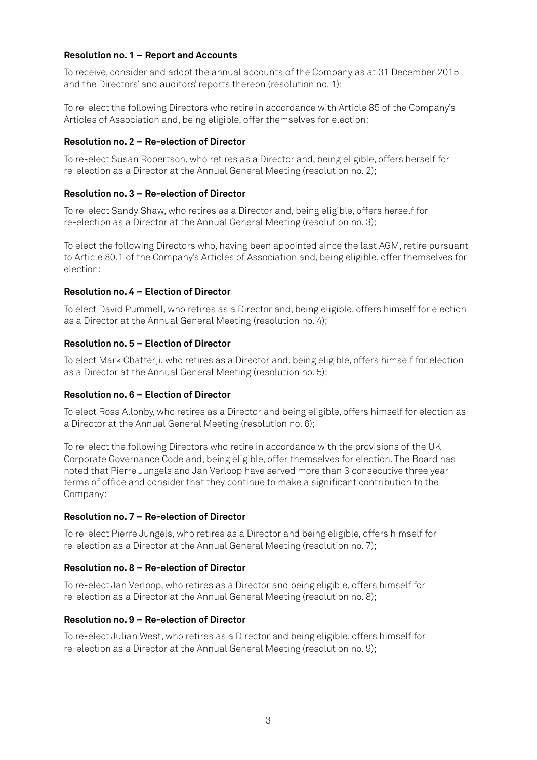### Resolution no. 1 – Report and Accounts

To receive, consider and adopt the annual accounts of the Company as at 31 December 2015 and the Directors' and auditors' reports thereon (resolution no. 1);

To re-elect the following Directors who retire in accordance with Article 85 of the Company's Articles of Association and, being eligible, offer themselves for election:

### Resolution no. 2 – Re-election of Director

To re-elect Susan Robertson, who retires as a Director and, being eligible, offers herself for re-election as a Director at the Annual General Meeting (resolution no. 2);

### Resolution no. 3 – Re-election of Director

To re-elect Sandy Shaw, who retires as a Director and, being eligible, offers herself for re-election as a Director at the Annual General Meeting (resolution no. 3);

To elect the following Directors who, having been appointed since the last AGM, retire pursuant to Article 80.1 of the Company's Articles of Association and, being eligible, offer themselves for election:

### Resolution no. 4 – Election of Director

To elect David Pummell, who retires as a Director and, being eligible, offers himself for election as a Director at the Annual General Meeting (resolution no. 4);

### Resolution no. 5 – Election of Director

To elect Mark Chatterji, who retires as a Director and, being eligible, offers himself for election as a Director at the Annual General Meeting (resolution no. 5);

### Resolution no. 6 – Election of Director

To elect Ross Allonby, who retires as a Director and being eligible, offers himself for election as a Director at the Annual General Meeting (resolution no. 6);

To re-elect the following Directors who retire in accordance with the provisions of the UK Corporate Governance Code and, being eligible, offer themselves for election. The Board has noted that Pierre Jungels and Jan Verloop have served more than 3 consecutive three year terms of office and consider that they continue to make a significant contribution to the Company:

### Resolution no. 7 – Re-election of Director

To re-elect Pierre Jungels, who retires as a Director and being eligible, offers himself for re-election as a Director at the Annual General Meeting (resolution no. 7);

### Resolution no. 8 – Re-election of Director

To re-elect Jan Verloop, who retires as a Director and being eligible, offers himself for re-election as a Director at the Annual General Meeting (resolution no. 8);

### Resolution no. 9 – Re-election of Director

To re-elect Julian West, who retires as a Director and being eligible, offers himself for re-election as a Director at the Annual General Meeting (resolution no. 9);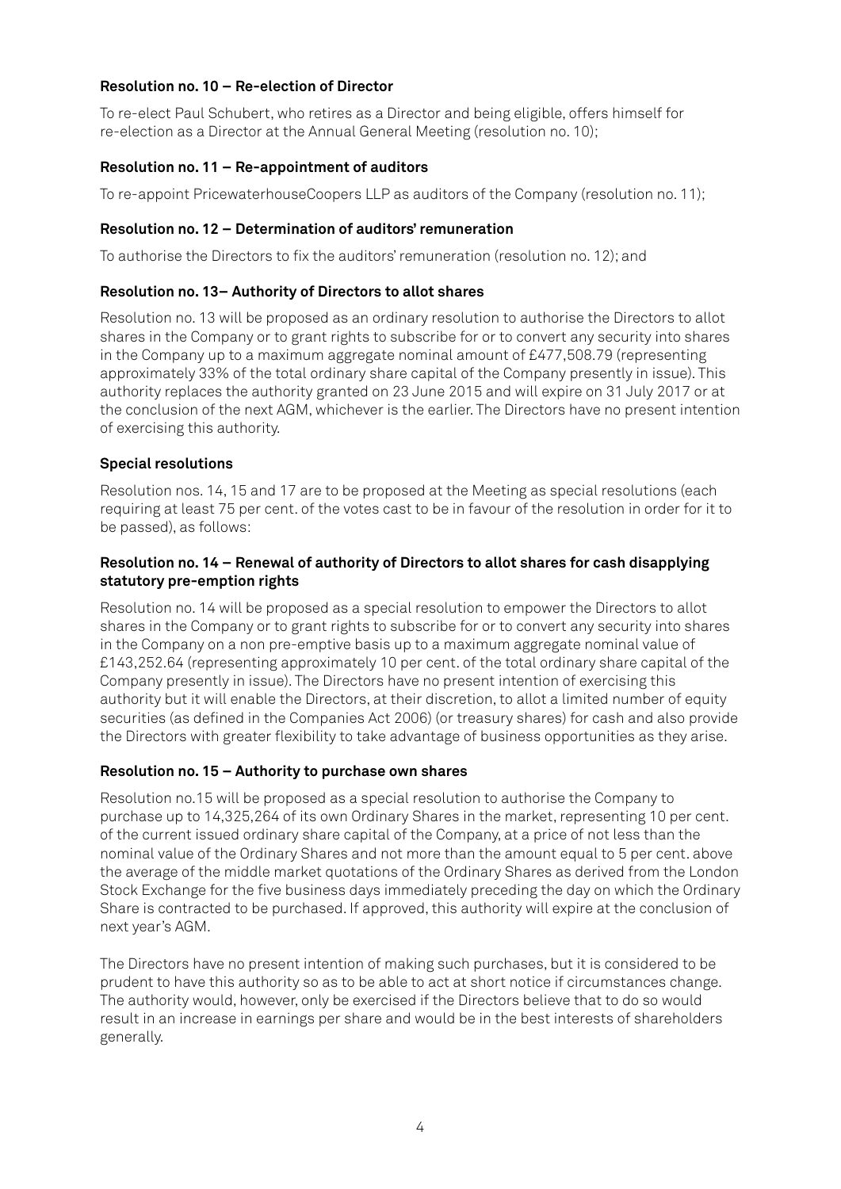**Resolution no. 10 – Re-election of Director**

To re-elect Paul Schubert, who retires as a Director and being eligible, offers himself for re-election as a Director at the Annual General Meeting (resolution no. 10);

**Resolution no. 11 – Re-appointment of auditors**

To re-appoint PricewaterhouseCoopers LLP as auditors of the Company (resolution no. 11);

**Resolution no. 12 – Determination of auditors' remuneration**

To authorise the Directors to fix the auditors' remuneration (resolution no. 12); and

**Resolution no. 13– Authority of Directors to allot shares**

Resolution no. 13 will be proposed as an ordinary resolution to authorise the Directors to allot shares in the Company or to grant rights to subscribe for or to convert any security into shares in the Company up to a maximum aggregate nominal amount of £477,508.79 (representing approximately 33% of the total ordinary share capital of the Company presently in issue). This authority replaces the authority granted on 23 June 2015 and will expire on 31 July 2017 or at the conclusion of the next AGM, whichever is the earlier. The Directors have no present intention of exercising this authority.

**Special resolutions**

Resolution nos. 14, 15 and 17 are to be proposed at the Meeting as special resolutions (each requiring at least 75 per cent. of the votes cast to be in favour of the resolution in order for it to be passed), as follows:

**Resolution no. 14 – Renewal of authority of Directors to allot shares for cash disapplying statutory pre-emption rights**

Resolution no. 14 will be proposed as a special resolution to empower the Directors to allot shares in the Company or to grant rights to subscribe for or to convert any security into shares in the Company on a non pre-emptive basis up to a maximum aggregate nominal value of £143,252.64 (representing approximately 10 per cent. of the total ordinary share capital of the Company presently in issue). The Directors have no present intention of exercising this authority but it will enable the Directors, at their discretion, to allot a limited number of equity securities (as defined in the Companies Act 2006) (or treasury shares) for cash and also provide the Directors with greater flexibility to take advantage of business opportunities as they arise.

**Resolution no. 15 – Authority to purchase own shares**

Resolution no.15 will be proposed as a special resolution to authorise the Company to purchase up to 14,325,264 of its own Ordinary Shares in the market, representing 10 per cent. of the current issued ordinary share capital of the Company, at a price of not less than the nominal value of the Ordinary Shares and not more than the amount equal to 5 per cent. above the average of the middle market quotations of the Ordinary Shares as derived from the London Stock Exchange for the five business days immediately preceding the day on which the Ordinary Share is contracted to be purchased. If approved, this authority will expire at the conclusion of next year's AGM.

The Directors have no present intention of making such purchases, but it is considered to be prudent to have this authority so as to be able to act at short notice if circumstances change. The authority would, however, only be exercised if the Directors believe that to do so would result in an increase in earnings per share and would be in the best interests of shareholders generally.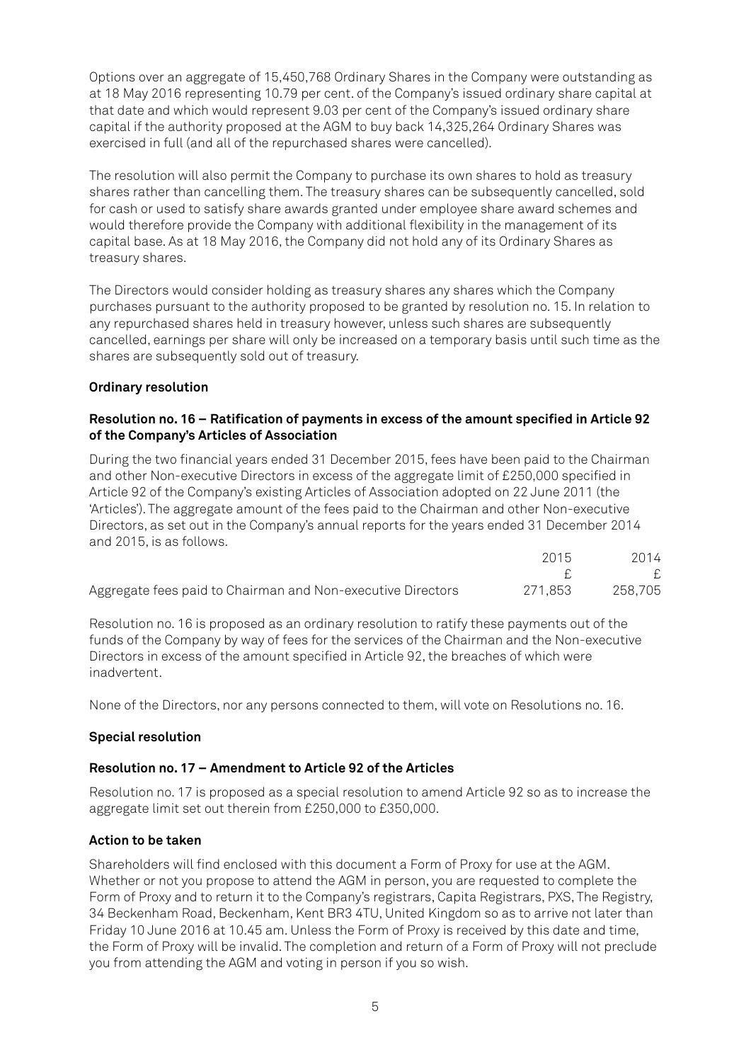Options over an aggregate of 15,450,768 Ordinary Shares in the Company were outstanding as at 18 May 2016 representing 10.79 per cent. of the Company's issued ordinary share capital at that date and which would represent 9.03 per cent of the Company's issued ordinary share capital if the authority proposed at the AGM to buy back 14,325,264 Ordinary Shares was exercised in full (and all of the repurchased shares were cancelled).

The resolution will also permit the Company to purchase its own shares to hold as treasury shares rather than cancelling them. The treasury shares can be subsequently cancelled, sold for cash or used to satisfy share awards granted under employee share award schemes and would therefore provide the Company with additional flexibility in the management of its capital base. As at 18 May 2016, the Company did not hold any of its Ordinary Shares as treasury shares.

The Directors would consider holding as treasury shares any shares which the Company purchases pursuant to the authority proposed to be granted by resolution no. 15. In relation to any repurchased shares held in treasury however, unless such shares are subsequently cancelled, earnings per share will only be increased on a temporary basis until such time as the shares are subsequently sold out of treasury.

**Ordinary resolution**

**Resolution no. 16 – Ratification of payments in excess of the amount specified in Article 92 of the Company's Articles of Association**

During the two financial years ended 31 December 2015, fees have been paid to the Chairman and other Non-executive Directors in excess of the aggregate limit of £250,000 specified in Article 92 of the Company's existing Articles of Association adopted on 22 June 2011 (the 'Articles'). The aggregate amount of the fees paid to the Chairman and other Non-executive Directors, as set out in the Company's annual reports for the years ended 31 December 2014 and 2015, is as follows.

| | 2015 | 2014 |
|---|---|---|
| | £ | £ |
| Aggregate fees paid to Chairman and Non-executive Directors | 271,853 | 258,705 |

Resolution no. 16 is proposed as an ordinary resolution to ratify these payments out of the funds of the Company by way of fees for the services of the Chairman and the Non-executive Directors in excess of the amount specified in Article 92, the breaches of which were inadvertent.

None of the Directors, nor any persons connected to them, will vote on Resolutions no. 16.

**Special resolution**

**Resolution no. 17 – Amendment to Article 92 of the Articles**

Resolution no. 17 is proposed as a special resolution to amend Article 92 so as to increase the aggregate limit set out therein from £250,000 to £350,000.

**Action to be taken**

Shareholders will find enclosed with this document a Form of Proxy for use at the AGM. Whether or not you propose to attend the AGM in person, you are requested to complete the Form of Proxy and to return it to the Company's registrars, Capita Registrars, PXS, The Registry, 34 Beckenham Road, Beckenham, Kent BR3 4TU, United Kingdom so as to arrive not later than Friday 10 June 2016 at 10.45 am. Unless the Form of Proxy is received by this date and time, the Form of Proxy will be invalid. The completion and return of a Form of Proxy will not preclude you from attending the AGM and voting in person if you so wish.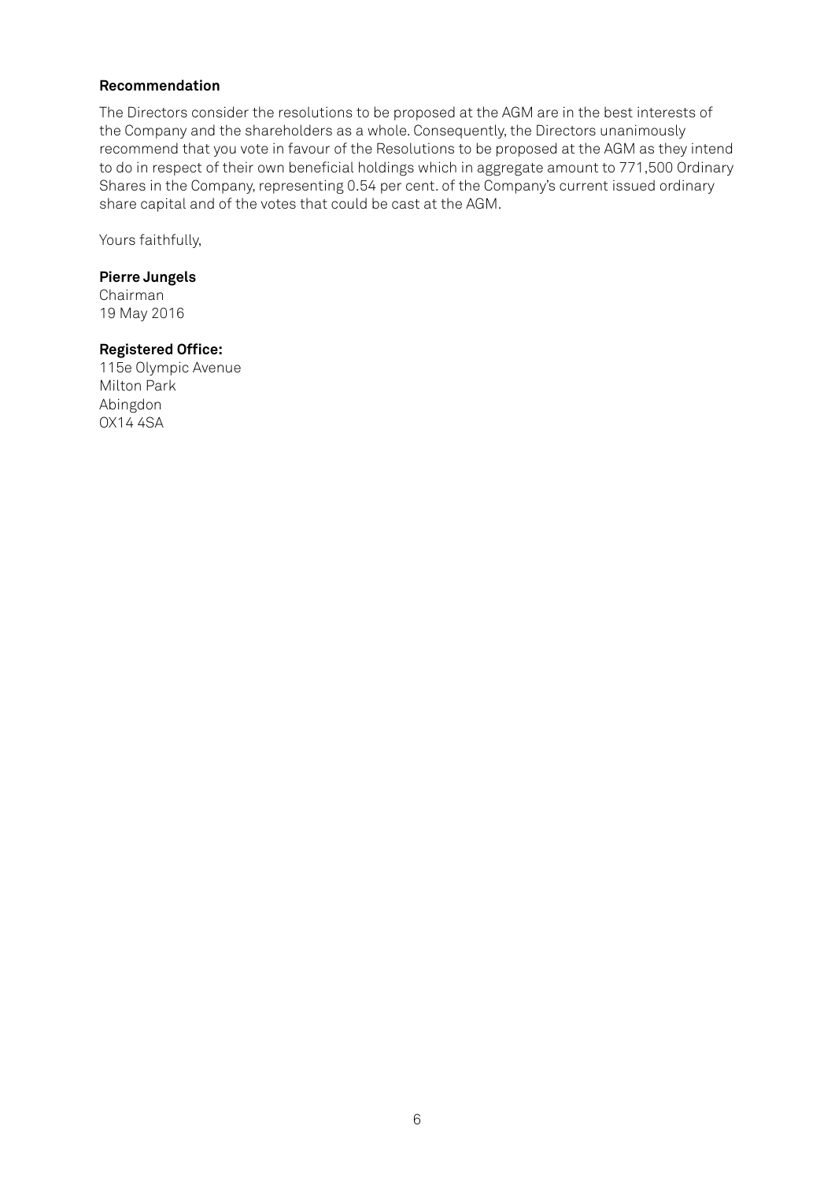**Recommendation**

The Directors consider the resolutions to be proposed at the AGM are in the best interests of the Company and the shareholders as a whole. Consequently, the Directors unanimously recommend that you vote in favour of the Resolutions to be proposed at the AGM as they intend to do in respect of their own beneficial holdings which in aggregate amount to 771,500 Ordinary Shares in the Company, representing 0.54 per cent. of the Company's current issued ordinary share capital and of the votes that could be cast at the AGM.

Yours faithfully,

**Pierre Jungels**
Chairman
19 May 2016

**Registered Office:**
115e Olympic Avenue
Milton Park
Abingdon
OX14 4SA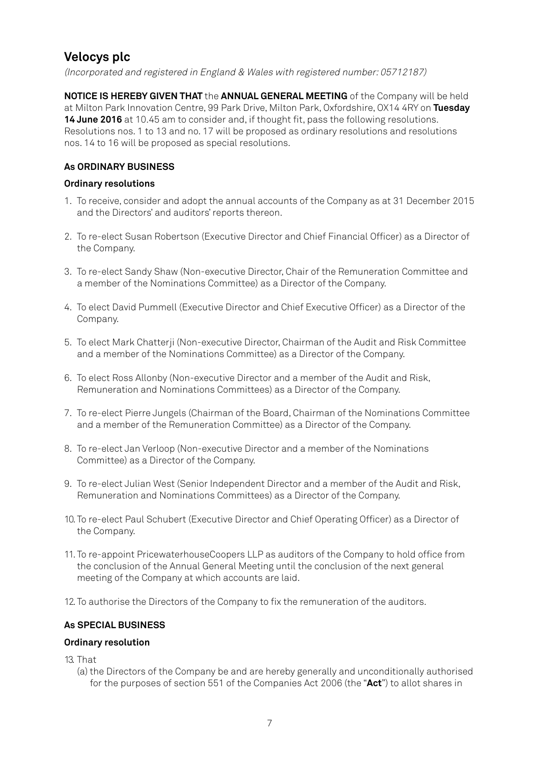# Velocys plc

*(Incorporated and registered in England & Wales with registered number: 05712187)*

**NOTICE IS HEREBY GIVEN THAT** the **ANNUAL GENERAL MEETING** of the Company will be held at Milton Park Innovation Centre, 99 Park Drive, Milton Park, Oxfordshire, OX14 4RY on **Tuesday 14 June 2016** at 10.45 am to consider and, if thought fit, pass the following resolutions. Resolutions nos. 1 to 13 and no. 17 will be proposed as ordinary resolutions and resolutions nos. 14 to 16 will be proposed as special resolutions.

### As ORDINARY BUSINESS

#### Ordinary resolutions

1. To receive, consider and adopt the annual accounts of the Company as at 31 December 2015 and the Directors' and auditors' reports thereon.

2. To re-elect Susan Robertson (Executive Director and Chief Financial Officer) as a Director of the Company.

3. To re-elect Sandy Shaw (Non-executive Director, Chair of the Remuneration Committee and a member of the Nominations Committee) as a Director of the Company.

4. To elect David Pummell (Executive Director and Chief Executive Officer) as a Director of the Company.

5. To elect Mark Chatterji (Non-executive Director, Chairman of the Audit and Risk Committee and a member of the Nominations Committee) as a Director of the Company.

6. To elect Ross Allonby (Non-executive Director and a member of the Audit and Risk, Remuneration and Nominations Committees) as a Director of the Company.

7. To re-elect Pierre Jungels (Chairman of the Board, Chairman of the Nominations Committee and a member of the Remuneration Committee) as a Director of the Company.

8. To re-elect Jan Verloop (Non-executive Director and a member of the Nominations Committee) as a Director of the Company.

9. To re-elect Julian West (Senior Independent Director and a member of the Audit and Risk, Remuneration and Nominations Committees) as a Director of the Company.

10. To re-elect Paul Schubert (Executive Director and Chief Operating Officer) as a Director of the Company.

11. To re-appoint PricewaterhouseCoopers LLP as auditors of the Company to hold office from the conclusion of the Annual General Meeting until the conclusion of the next general meeting of the Company at which accounts are laid.

12. To authorise the Directors of the Company to fix the remuneration of the auditors.

### As SPECIAL BUSINESS

#### Ordinary resolution

13. That
    (a) the Directors of the Company be and are hereby generally and unconditionally authorised for the purposes of section 551 of the Companies Act 2006 (the "**Act**") to allot shares in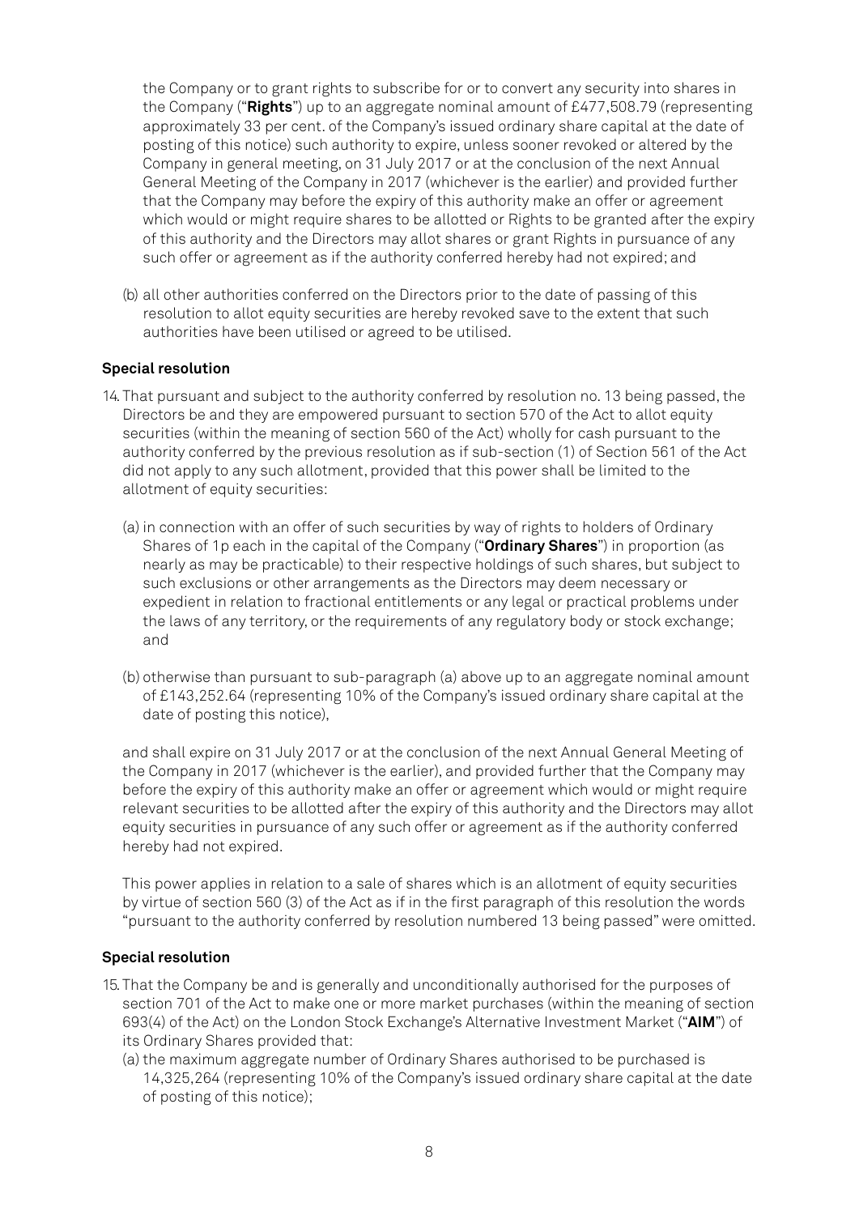the Company or to grant rights to subscribe for or to convert any security into shares in the Company ("**Rights**") up to an aggregate nominal amount of £477,508.79 (representing approximately 33 per cent. of the Company's issued ordinary share capital at the date of posting of this notice) such authority to expire, unless sooner revoked or altered by the Company in general meeting, on 31 July 2017 or at the conclusion of the next Annual General Meeting of the Company in 2017 (whichever is the earlier) and provided further that the Company may before the expiry of this authority make an offer or agreement which would or might require shares to be allotted or Rights to be granted after the expiry of this authority and the Directors may allot shares or grant Rights in pursuance of any such offer or agreement as if the authority conferred hereby had not expired; and

(b) all other authorities conferred on the Directors prior to the date of passing of this resolution to allot equity securities are hereby revoked save to the extent that such authorities have been utilised or agreed to be utilised.

**Special resolution**

14. That pursuant and subject to the authority conferred by resolution no. 13 being passed, the Directors be and they are empowered pursuant to section 570 of the Act to allot equity securities (within the meaning of section 560 of the Act) wholly for cash pursuant to the authority conferred by the previous resolution as if sub-section (1) of Section 561 of the Act did not apply to any such allotment, provided that this power shall be limited to the allotment of equity securities:

   (a) in connection with an offer of such securities by way of rights to holders of Ordinary Shares of 1p each in the capital of the Company ("**Ordinary Shares**") in proportion (as nearly as may be practicable) to their respective holdings of such shares, but subject to such exclusions or other arrangements as the Directors may deem necessary or expedient in relation to fractional entitlements or any legal or practical problems under the laws of any territory, or the requirements of any regulatory body or stock exchange; and

   (b) otherwise than pursuant to sub-paragraph (a) above up to an aggregate nominal amount of £143,252.64 (representing 10% of the Company's issued ordinary share capital at the date of posting this notice),

   and shall expire on 31 July 2017 or at the conclusion of the next Annual General Meeting of the Company in 2017 (whichever is the earlier), and provided further that the Company may before the expiry of this authority make an offer or agreement which would or might require relevant securities to be allotted after the expiry of this authority and the Directors may allot equity securities in pursuance of any such offer or agreement as if the authority conferred hereby had not expired.

   This power applies in relation to a sale of shares which is an allotment of equity securities by virtue of section 560 (3) of the Act as if in the first paragraph of this resolution the words "pursuant to the authority conferred by resolution numbered 13 being passed" were omitted.

**Special resolution**

15. That the Company be and is generally and unconditionally authorised for the purposes of section 701 of the Act to make one or more market purchases (within the meaning of section 693(4) of the Act) on the London Stock Exchange's Alternative Investment Market ("**AIM**") of its Ordinary Shares provided that:

   (a) the maximum aggregate number of Ordinary Shares authorised to be purchased is 14,325,264 (representing 10% of the Company's issued ordinary share capital at the date of posting of this notice);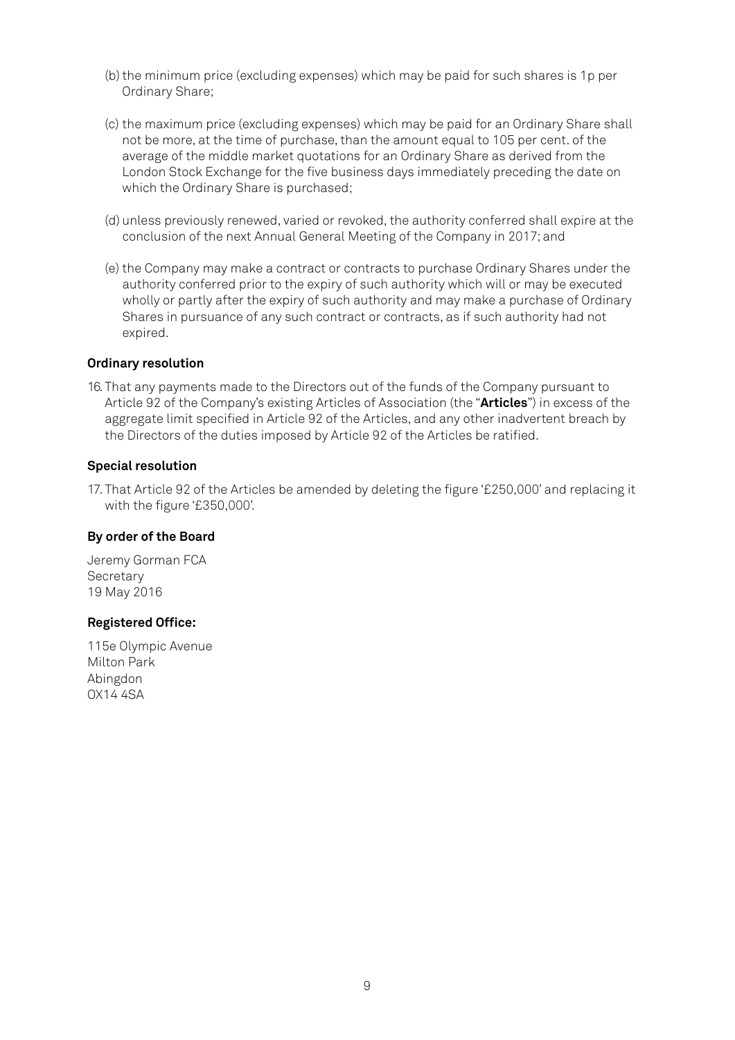(b) the minimum price (excluding expenses) which may be paid for such shares is 1p per Ordinary Share;

(c) the maximum price (excluding expenses) which may be paid for an Ordinary Share shall not be more, at the time of purchase, than the amount equal to 105 per cent. of the average of the middle market quotations for an Ordinary Share as derived from the London Stock Exchange for the five business days immediately preceding the date on which the Ordinary Share is purchased;

(d) unless previously renewed, varied or revoked, the authority conferred shall expire at the conclusion of the next Annual General Meeting of the Company in 2017; and

(e) the Company may make a contract or contracts to purchase Ordinary Shares under the authority conferred prior to the expiry of such authority which will or may be executed wholly or partly after the expiry of such authority and may make a purchase of Ordinary Shares in pursuance of any such contract or contracts, as if such authority had not expired.

**Ordinary resolution**

16. That any payments made to the Directors out of the funds of the Company pursuant to Article 92 of the Company's existing Articles of Association (the "**Articles**") in excess of the aggregate limit specified in Article 92 of the Articles, and any other inadvertent breach by the Directors of the duties imposed by Article 92 of the Articles be ratified.

**Special resolution**

17. That Article 92 of the Articles be amended by deleting the figure '£250,000' and replacing it with the figure '£350,000'.

**By order of the Board**

Jeremy Gorman FCA
Secretary
19 May 2016

**Registered Office:**

115e Olympic Avenue
Milton Park
Abingdon
OX14 4SA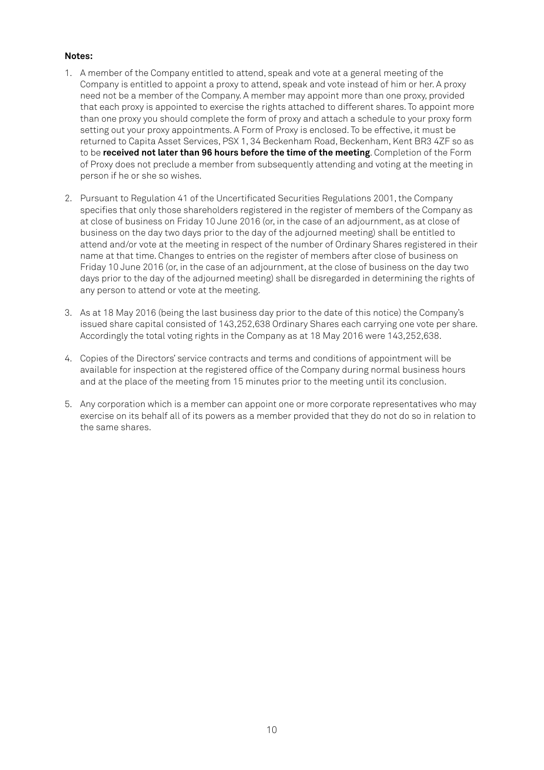**Notes:**

1. A member of the Company entitled to attend, speak and vote at a general meeting of the Company is entitled to appoint a proxy to attend, speak and vote instead of him or her. A proxy need not be a member of the Company. A member may appoint more than one proxy, provided that each proxy is appointed to exercise the rights attached to different shares. To appoint more than one proxy you should complete the form of proxy and attach a schedule to your proxy form setting out your proxy appointments. A Form of Proxy is enclosed. To be effective, it must be returned to Capita Asset Services, PSX 1, 34 Beckenham Road, Beckenham, Kent BR3 4ZF so as to be **received not later than 96 hours before the time of the meeting**. Completion of the Form of Proxy does not preclude a member from subsequently attending and voting at the meeting in person if he or she so wishes.

2. Pursuant to Regulation 41 of the Uncertificated Securities Regulations 2001, the Company specifies that only those shareholders registered in the register of members of the Company as at close of business on Friday 10 June 2016 (or, in the case of an adjournment, as at close of business on the day two days prior to the day of the adjourned meeting) shall be entitled to attend and/or vote at the meeting in respect of the number of Ordinary Shares registered in their name at that time. Changes to entries on the register of members after close of business on Friday 10 June 2016 (or, in the case of an adjournment, at the close of business on the day two days prior to the day of the adjourned meeting) shall be disregarded in determining the rights of any person to attend or vote at the meeting.

3. As at 18 May 2016 (being the last business day prior to the date of this notice) the Company's issued share capital consisted of 143,252,638 Ordinary Shares each carrying one vote per share. Accordingly the total voting rights in the Company as at 18 May 2016 were 143,252,638.

4. Copies of the Directors' service contracts and terms and conditions of appointment will be available for inspection at the registered office of the Company during normal business hours and at the place of the meeting from 15 minutes prior to the meeting until its conclusion.

5. Any corporation which is a member can appoint one or more corporate representatives who may exercise on its behalf all of its powers as a member provided that they do not do so in relation to the same shares.